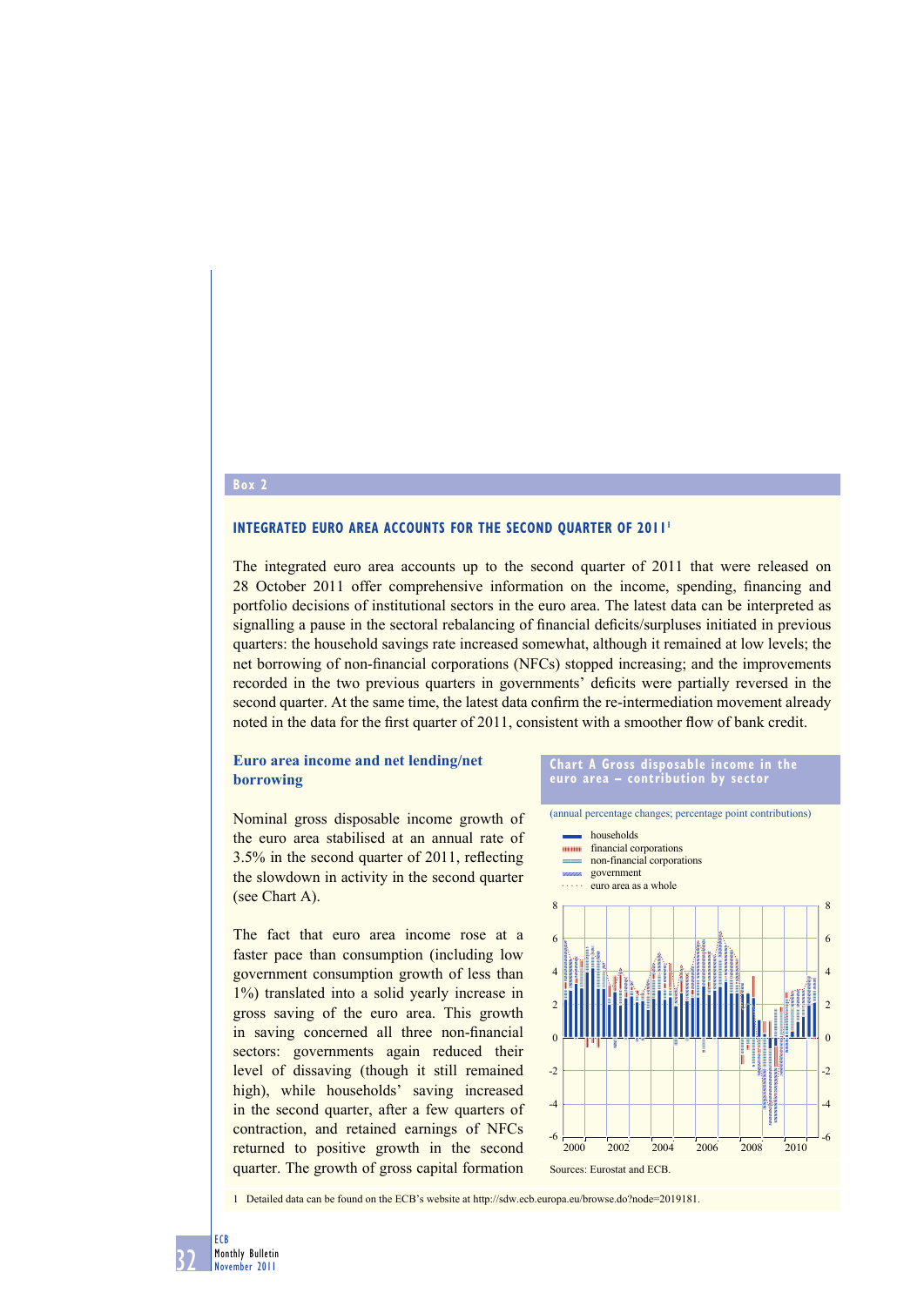## Box 2

### INTEGRATED EURO AREA ACCOUNTS FOR THE SECOND QUARTER OF 2011[1]

The integrated euro area accounts up to the second quarter of 2011 that were released on 28 October 2011 offer comprehensive information on the income, spending, financing and portfolio decisions of institutional sectors in the euro area. The latest data can be interpreted as signalling a pause in the sectoral rebalancing of financial deficits/surpluses initiated in previous quarters: the household savings rate increased somewhat, although it remained at low levels; the net borrowing of non-financial corporations (NFCs) stopped increasing; and the improvements recorded in the two previous quarters in governments' deficits were partially reversed in the second quarter. At the same time, the latest data confirm the re-intermediation movement already noted in the data for the first quarter of 2011, consistent with a smoother flow of bank credit.

#### Euro area income and net lending/net borrowing

Nominal gross disposable income growth of the euro area stabilised at an annual rate of 3.5% in the second quarter of 2011, reflecting the slowdown in activity in the second quarter (see Chart A).

The fact that euro area income rose at a faster pace than consumption (including low government consumption growth of less than 1%) translated into a solid yearly increase in gross saving of the euro area. This growth in saving concerned all three non-financial sectors: governments again reduced their level of dissaving (though it still remained high), while households' saving increased in the second quarter, after a few quarters of contraction, and retained earnings of NFCs returned to positive growth in the second quarter. The growth of gross capital formation

**Chart A Gross disposable income in the euro area – contribution by sector**

(annual percentage changes; percentage point contributions)

- households
- financial corporations
- non-financial corporations
- government
- euro area as a whole

Sources: Eurostat and ECB.

1 Detailed data can be found on the ECB's website at http://sdw.ecb.europa.eu/browse.do?node=2019181.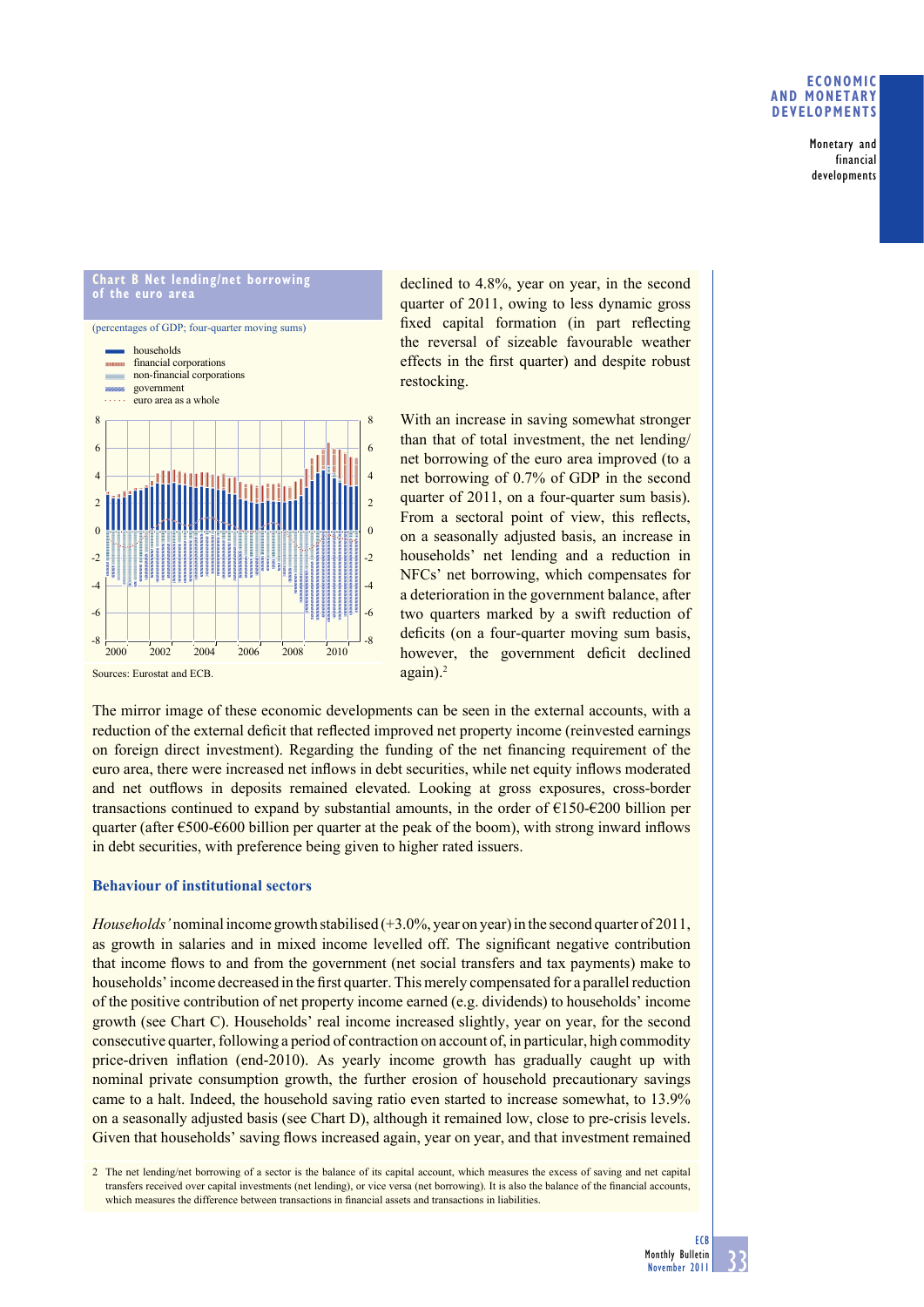**Chart B Net lending/net borrowing of the euro area**

(percentages of GDP; four-quarter moving sums)

- households
- financial corporations
- non-financial corporations
- government
- euro area as a whole

Sources: Eurostat and ECB.

declined to 4.8%, year on year, in the second quarter of 2011, owing to less dynamic gross fixed capital formation (in part reflecting the reversal of sizeable favourable weather effects in the first quarter) and despite robust restocking.

With an increase in saving somewhat stronger than that of total investment, the net lending/net borrowing of the euro area improved (to a net borrowing of 0.7% of GDP in the second quarter of 2011, on a four-quarter sum basis). From a sectoral point of view, this reflects, on a seasonally adjusted basis, an increase in households' net lending and a reduction in NFCs' net borrowing, which compensates for a deterioration in the government balance, after two quarters marked by a swift reduction of deficits (on a four-quarter moving sum basis, however, the government deficit declined again).[2]

The mirror image of these economic developments can be seen in the external accounts, with a reduction of the external deficit that reflected improved net property income (reinvested earnings on foreign direct investment). Regarding the funding of the net financing requirement of the euro area, there were increased net inflows in debt securities, while net equity inflows moderated and net outflows in deposits remained elevated. Looking at gross exposures, cross-border transactions continued to expand by substantial amounts, in the order of €150-€200 billion per quarter (after €500-€600 billion per quarter at the peak of the boom), with strong inward inflows in debt securities, with preference being given to higher rated issuers.

### Behaviour of institutional sectors

*Households'* nominal income growth stabilised (+3.0%, year on year) in the second quarter of 2011, as growth in salaries and in mixed income levelled off. The significant negative contribution that income flows to and from the government (net social transfers and tax payments) make to households' income decreased in the first quarter. This merely compensated for a parallel reduction of the positive contribution of net property income earned (e.g. dividends) to households' income growth (see Chart C). Households' real income increased slightly, year on year, for the second consecutive quarter, following a period of contraction on account of, in particular, high commodity price-driven inflation (end-2010). As yearly income growth has gradually caught up with nominal private consumption growth, the further erosion of household precautionary savings came to a halt. Indeed, the household saving ratio even started to increase somewhat, to 13.9% on a seasonally adjusted basis (see Chart D), although it remained low, close to pre-crisis levels. Given that households' saving flows increased again, year on year, and that investment remained

2 The net lending/net borrowing of a sector is the balance of its capital account, which measures the excess of saving and net capital transfers received over capital investments (net lending), or vice versa (net borrowing). It is also the balance of the financial accounts, which measures the difference between transactions in financial assets and transactions in liabilities.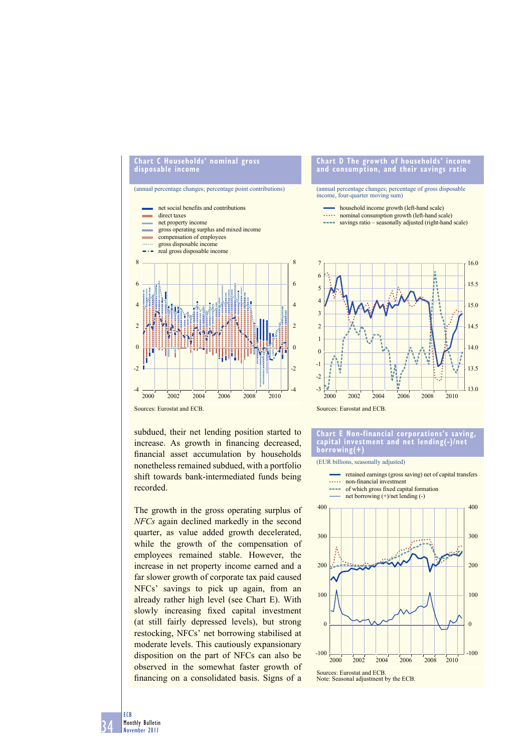**Chart C Households' nominal gross disposable income**

(annual percentage changes; percentage point contributions)

- net social benefits and contributions
- direct taxes
- net property income
- gross operating surplus and mixed income
- compensation of employees
- gross disposable income
- real gross disposable income

Sources: Eurostat and ECB.

**Chart D The growth of households' income and consumption, and their savings ratio**

(annual percentage changes; percentage of gross disposable income, four-quarter moving sum)

- household income growth (left-hand scale)
- nominal consumption growth (left-hand scale)
- savings ratio – seasonally adjusted (right-hand scale)

Sources: Eurostat and ECB.

subdued, their net lending position started to increase. As growth in financing decreased, financial asset accumulation by households nonetheless remained subdued, with a portfolio shift towards bank-intermediated funds being recorded.

The growth in the gross operating surplus of *NFCs* again declined markedly in the second quarter, as value added growth decelerated, while the growth of the compensation of employees remained stable. However, the increase in net property income earned and a far slower growth of corporate tax paid caused NFCs' savings to pick up again, from an already rather high level (see Chart E). With slowly increasing fixed capital investment (at still fairly depressed levels), but strong restocking, NFCs' net borrowing stabilised at moderate levels. This cautiously expansionary disposition on the part of NFCs can also be observed in the somewhat faster growth of financing on a consolidated basis. Signs of a

**Chart E Non-financial corporations's saving, capital investment and net lending(-)/net borrowing(+)**

(EUR billions, seasonally adjusted)

- retained earnings (gross saving) net of capital transfers
- non-financial investment
- of which gross fixed capital formation
- net borrowing (+)/net lending (-)

Sources: Eurostat and ECB.
Note: Seasonal adjustment by the ECB.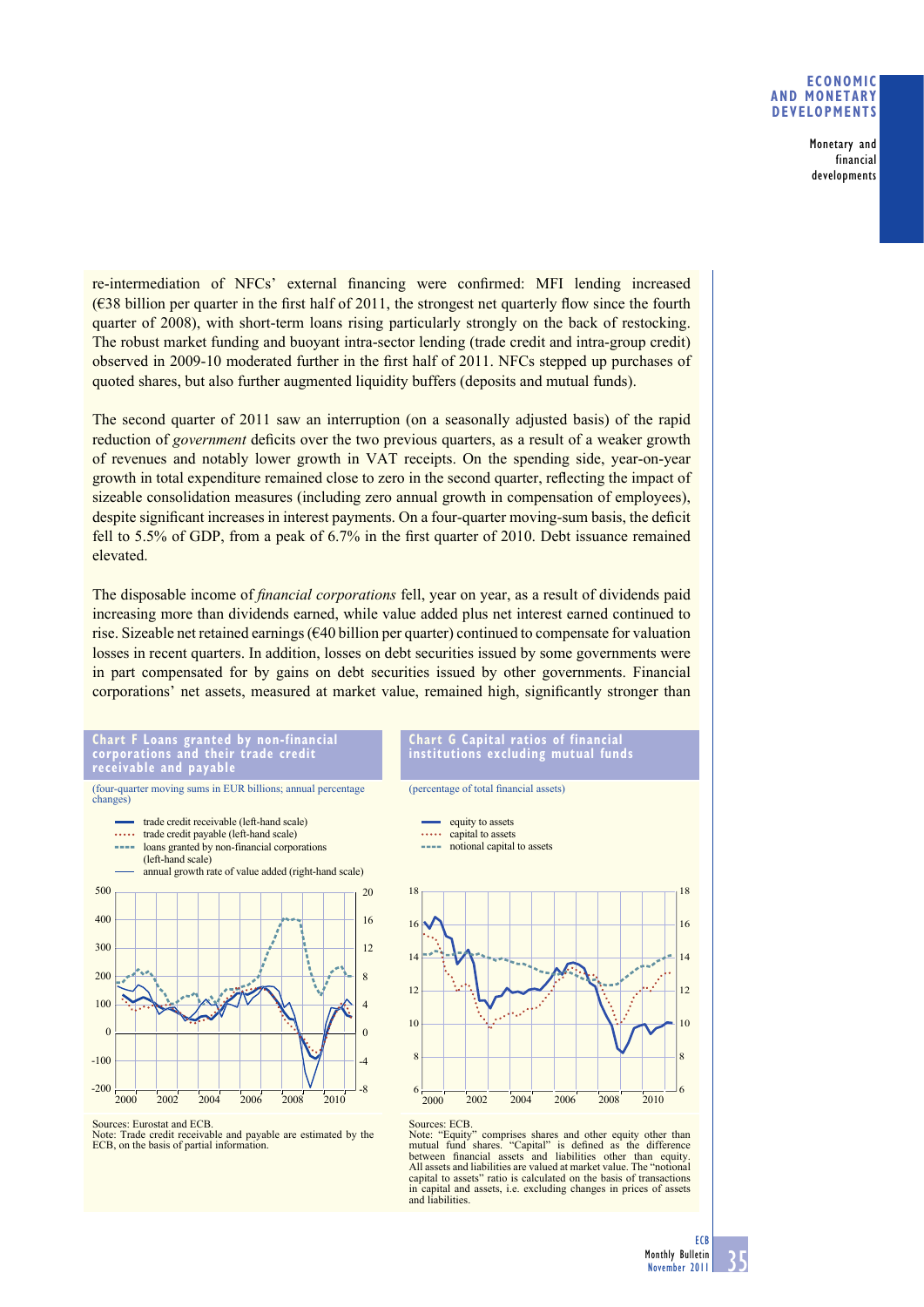re-intermediation of NFCs' external financing were confirmed: MFI lending increased (€38 billion per quarter in the first half of 2011, the strongest net quarterly flow since the fourth quarter of 2008), with short-term loans rising particularly strongly on the back of restocking. The robust market funding and buoyant intra-sector lending (trade credit and intra-group credit) observed in 2009-10 moderated further in the first half of 2011. NFCs stepped up purchases of quoted shares, but also further augmented liquidity buffers (deposits and mutual funds).

The second quarter of 2011 saw an interruption (on a seasonally adjusted basis) of the rapid reduction of *government* deficits over the two previous quarters, as a result of a weaker growth of revenues and notably lower growth in VAT receipts. On the spending side, year-on-year growth in total expenditure remained close to zero in the second quarter, reflecting the impact of sizeable consolidation measures (including zero annual growth in compensation of employees), despite significant increases in interest payments. On a four-quarter moving-sum basis, the deficit fell to 5.5% of GDP, from a peak of 6.7% in the first quarter of 2010. Debt issuance remained elevated.

The disposable income of *financial corporations* fell, year on year, as a result of dividends paid increasing more than dividends earned, while value added plus net interest earned continued to rise. Sizeable net retained earnings (€40 billion per quarter) continued to compensate for valuation losses in recent quarters. In addition, losses on debt securities issued by some governments were in part compensated for by gains on debt securities issued by other governments. Financial corporations' net assets, measured at market value, remained high, significantly stronger than

**Chart F Loans granted by non-financial corporations and their trade credit receivable and payable**

(four-quarter moving sums in EUR billions; annual percentage changes)

- trade credit receivable (left-hand scale)
- trade credit payable (left-hand scale)
- loans granted by non-financial corporations (left-hand scale)
- annual growth rate of value added (right-hand scale)

Sources: Eurostat and ECB.
Note: Trade credit receivable and payable are estimated by the ECB, on the basis of partial information.

**Chart G Capital ratios of financial institutions excluding mutual funds**

(percentage of total financial assets)

- equity to assets
- capital to assets
- notional capital to assets

Sources: ECB.
Note: "Equity" comprises shares and other equity other than mutual fund shares. "Capital" is defined as the difference between financial assets and liabilities other than equity. All assets and liabilities are valued at market value. The "notional capital to assets" ratio is calculated on the basis of transactions in capital and assets, i.e. excluding changes in prices of assets and liabilities.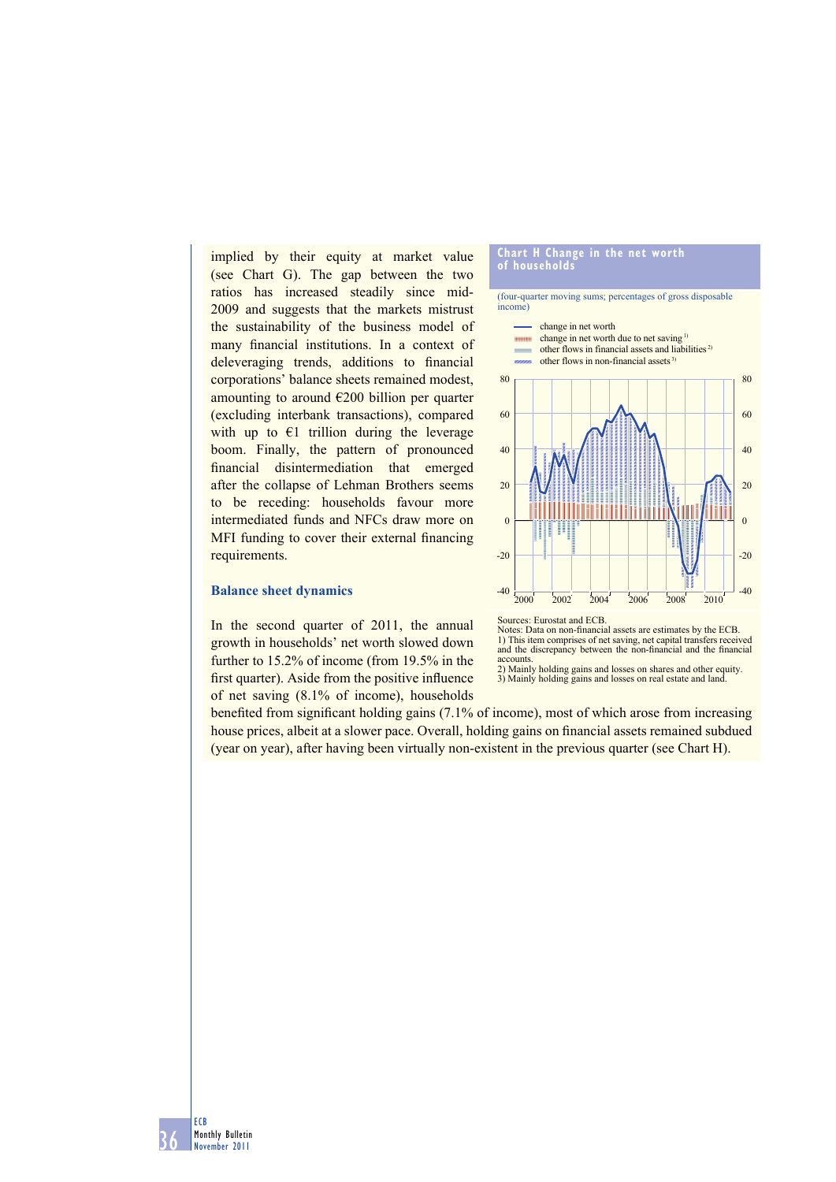implied by their equity at market value (see Chart G). The gap between the two ratios has increased steadily since mid-2009 and suggests that the markets mistrust the sustainability of the business model of many financial institutions. In a context of deleveraging trends, additions to financial corporations' balance sheets remained modest, amounting to around €200 billion per quarter (excluding interbank transactions), compared with up to €1 trillion during the leverage boom. Finally, the pattern of pronounced financial disintermediation that emerged after the collapse of Lehman Brothers seems to be receding: households favour more intermediated funds and NFCs draw more on MFI funding to cover their external financing requirements.

### Balance sheet dynamics

In the second quarter of 2011, the annual growth in households' net worth slowed down further to 15.2% of income (from 19.5% in the first quarter). Aside from the positive influence of net saving (8.1% of income), households benefited from significant holding gains (7.1% of income), most of which arose from increasing house prices, albeit at a slower pace. Overall, holding gains on financial assets remained subdued (year on year), after having been virtually non-existent in the previous quarter (see Chart H).

**Chart H Change in the net worth of households**

(four-quarter moving sums; percentages of gross disposable income)

change in net worth
change in net worth due to net saving [1]
other flows in financial assets and liabilities [2]
other flows in non-financial assets [3]

80
60
40
20
0
-20
-40

2000 2002 2004 2006 2008 2010

Sources: Eurostat and ECB.
Notes: Data on non-financial assets are estimates by the ECB.
1) This item comprises of net saving, net capital transfers received and the discrepancy between the non-financial and the financial accounts.
2) Mainly holding gains and losses on shares and other equity.
3) Mainly holding gains and losses on real estate and land.